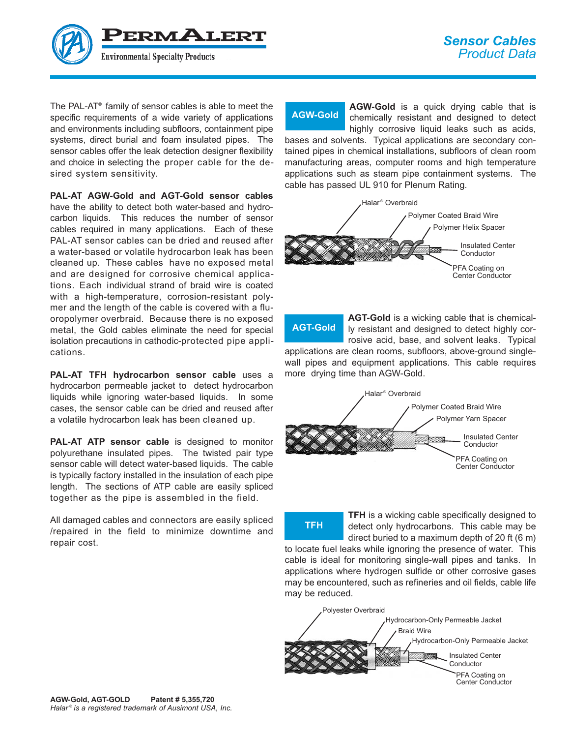# PermAlert

Environmental Specialty Products

## Sensor Cables
## Product Data

The PAL-AT® family of sensor cables is able to meet the specific requirements of a wide variety of applications and environments including subfloors, containment pipe systems, direct burial and foam insulated pipes. The sensor cables offer the leak detection designer flexibility and choice in selecting the proper cable for the desired system sensitivity.

**PAL-AT AGW-Gold and AGT-Gold sensor cables** have the ability to detect both water-based and hydrocarbon liquids. This reduces the number of sensor cables required in many applications. Each of these PAL-AT sensor cables can be dried and reused after a water-based or volatile hydrocarbon leak has been cleaned up. These cables have no exposed metal and are designed for corrosive chemical applications. Each individual strand of braid wire is coated with a high-temperature, corrosion-resistant polymer and the length of the cable is covered with a fluoropolymer overbraid. Because there is no exposed metal, the Gold cables eliminate the need for special isolation precautions in cathodic-protected pipe applications.

**PAL-AT TFH hydrocarbon sensor cable** uses a hydrocarbon permeable jacket to detect hydrocarbon liquids while ignoring water-based liquids. In some cases, the sensor cable can be dried and reused after a volatile hydrocarbon leak has been cleaned up.

**PAL-AT ATP sensor cable** is designed to monitor polyurethane insulated pipes. The twisted pair type sensor cable will detect water-based liquids. The cable is typically factory installed in the insulation of each pipe length. The sections of ATP cable are easily spliced together as the pipe is assembled in the field.

All damaged cables and connectors are easily spliced /repaired in the field to minimize downtime and repair cost.

### AGW-Gold

**AGW-Gold** is a quick drying cable that is chemically resistant and designed to detect highly corrosive liquid leaks such as acids, bases and solvents. Typical applications are secondary contained pipes in chemical installations, subfloors of clean room manufacturing areas, computer rooms and high temperature applications such as steam pipe containment systems. The cable has passed UL 910 for Plenum Rating.

Halar® Overbraid
Polymer Coated Braid Wire
Polymer Helix Spacer
Insulated Center Conductor
PFA Coating on Center Conductor

### AGT-Gold

**AGT-Gold** is a wicking cable that is chemically resistant and designed to detect highly corrosive acid, base, and solvent leaks. Typical applications are clean rooms, subfloors, above-ground single-wall pipes and equipment applications. This cable requires more drying time than AGW-Gold.

Halar® Overbraid
Polymer Coated Braid Wire
Polymer Yarn Spacer
Insulated Center Conductor
PFA Coating on Center Conductor

### TFH

**TFH** is a wicking cable specifically designed to detect only hydrocarbons. This cable may be direct buried to a maximum depth of 20 ft (6 m) to locate fuel leaks while ignoring the presence of water. This cable is ideal for monitoring single-wall pipes and tanks. In applications where hydrogen sulfide or other corrosive gases may be encountered, such as refineries and oil fields, cable life may be reduced.

Polyester Overbraid
Hydrocarbon-Only Permeable Jacket
Braid Wire
Hydrocarbon-Only Permeable Jacket
Insulated Center Conductor
PFA Coating on Center Conductor

**AGW-Gold, AGT-GOLD** **Patent # 5,355,720**

*Halar® is a registered trademark of Ausimont USA, Inc.*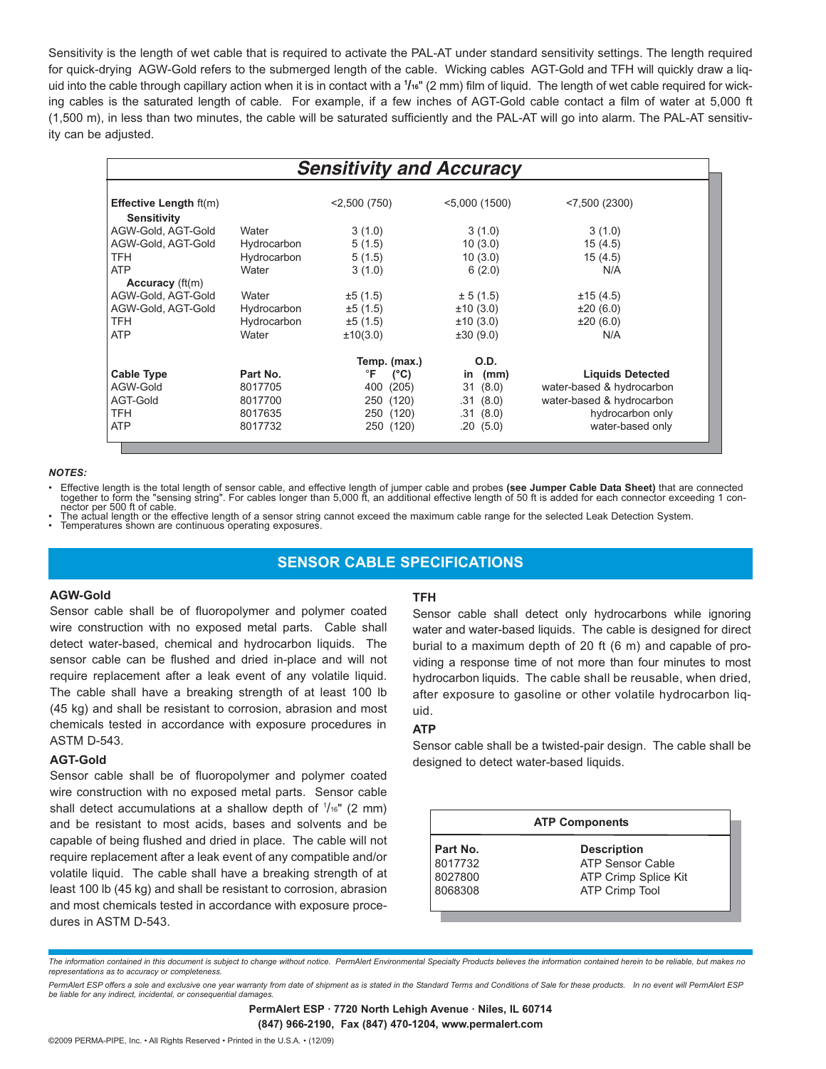Sensitivity is the length of wet cable that is required to activate the PAL-AT under standard sensitivity settings. The length required for quick-drying AGW-Gold refers to the submerged length of the cable. Wicking cables AGT-Gold and TFH will quickly draw a liquid into the cable through capillary action when it is in contact with a 1/16" (2 mm) film of liquid. The length of wet cable required for wicking cables is the saturated length of cable. For example, if a few inches of AGT-Gold cable contact a film of water at 5,000 ft (1,500 m), in less than two minutes, the cable will be saturated sufficiently and the PAL-AT will go into alarm. The PAL-AT sensitivity can be adjusted.

## *Sensitivity and Accuracy*

| **Effective Length** ft(m) | | <2,500 (750) | <5,000 (1500) | <7,500 (2300) |
|---|---|---|---|---|
| **Sensitivity** | | | | |
| AGW-Gold, AGT-Gold | Water | 3 (1.0) | 3 (1.0) | 3 (1.0) |
| AGW-Gold, AGT-Gold | Hydrocarbon | 5 (1.5) | 10 (3.0) | 15 (4.5) |
| TFH | Hydrocarbon | 5 (1.5) | 10 (3.0) | 15 (4.5) |
| ATP | Water | 3 (1.0) | 6 (2.0) | N/A |
| **Accuracy** (ft(m) | | | | |
| AGW-Gold, AGT-Gold | Water | ±5 (1.5) | ± 5 (1.5) | ±15 (4.5) |
| AGW-Gold, AGT-Gold | Hydrocarbon | ±5 (1.5) | ±10 (3.0) | ±20 (6.0) |
| TFH | Hydrocarbon | ±5 (1.5) | ±10 (3.0) | ±20 (6.0) |
| ATP | Water | ±10(3.0) | ±30 (9.0) | N/A |

| **Cable Type** | **Part No.** | **Temp. (max.) °F (°C)** | **O.D. in (mm)** | **Liquids Detected** |
|---|---|---|---|---|
| AGW-Gold | 8017705 | 400 (205) | 31 (8.0) | water-based & hydrocarbon |
| AGT-Gold | 8017700 | 250 (120) | .31 (8.0) | water-based & hydrocarbon |
| TFH | 8017635 | 250 (120) | .31 (8.0) | hydrocarbon only |
| ATP | 8017732 | 250 (120) | .20 (5.0) | water-based only |

***NOTES:***

- Effective length is the total length of sensor cable, and effective length of jumper cable and probes **(see Jumper Cable Data Sheet)** that are connected together to form the "sensing string". For cables longer than 5,000 ft, an additional effective length of 50 ft is added for each connector exceeding 1 connector per 500 ft of cable.
- The actual length or the effective length of a sensor string cannot exceed the maximum cable range for the selected Leak Detection System.
- Temperatures shown are continuous operating exposures.

## SENSOR CABLE SPECIFICATIONS

### AGW-Gold

Sensor cable shall be of fluoropolymer and polymer coated wire construction with no exposed metal parts. Cable shall detect water-based, chemical and hydrocarbon liquids. The sensor cable can be flushed and dried in-place and will not require replacement after a leak event of any volatile liquid. The cable shall have a breaking strength of at least 100 lb (45 kg) and shall be resistant to corrosion, abrasion and most chemicals tested in accordance with exposure procedures in ASTM D-543.

### AGT-Gold

Sensor cable shall be of fluoropolymer and polymer coated wire construction with no exposed metal parts. Sensor cable shall detect accumulations at a shallow depth of 1/16" (2 mm) and be resistant to most acids, bases and solvents and be capable of being flushed and dried in place. The cable will not require replacement after a leak event of any compatible and/or volatile liquid. The cable shall have a breaking strength of at least 100 lb (45 kg) and shall be resistant to corrosion, abrasion and most chemicals tested in accordance with exposure procedures in ASTM D-543.

### TFH

Sensor cable shall detect only hydrocarbons while ignoring water and water-based liquids. The cable is designed for direct burial to a maximum depth of 20 ft (6 m) and capable of providing a response time of not more than four minutes to most hydrocarbon liquids. The cable shall be reusable, when dried, after exposure to gasoline or other volatile hydrocarbon liquid.

### ATP

Sensor cable shall be a twisted-pair design. The cable shall be designed to detect water-based liquids.

**ATP Components**

| **Part No.** | **Description** |
|---|---|
| 8017732 | ATP Sensor Cable |
| 8027800 | ATP Crimp Splice Kit |
| 8068308 | ATP Crimp Tool |

*The information contained in this document is subject to change without notice. PermAlert Environmental Specialty Products believes the information contained herein to be reliable, but makes no representations as to accuracy or completeness.*

*PermAlert ESP offers a sole and exclusive one year warranty from date of shipment as is stated in the Standard Terms and Conditions of Sale for these products. In no event will PermAlert ESP be liable for any indirect, incidental, or consequential damages.*

**PermAlert ESP · 7720 North Lehigh Avenue · Niles, IL 60714**
**(847) 966-2190, Fax (847) 470-1204, www.permalert.com**

©2009 PERMA-PIPE, Inc. • All Rights Reserved • Printed in the U.S.A. • (12/09)